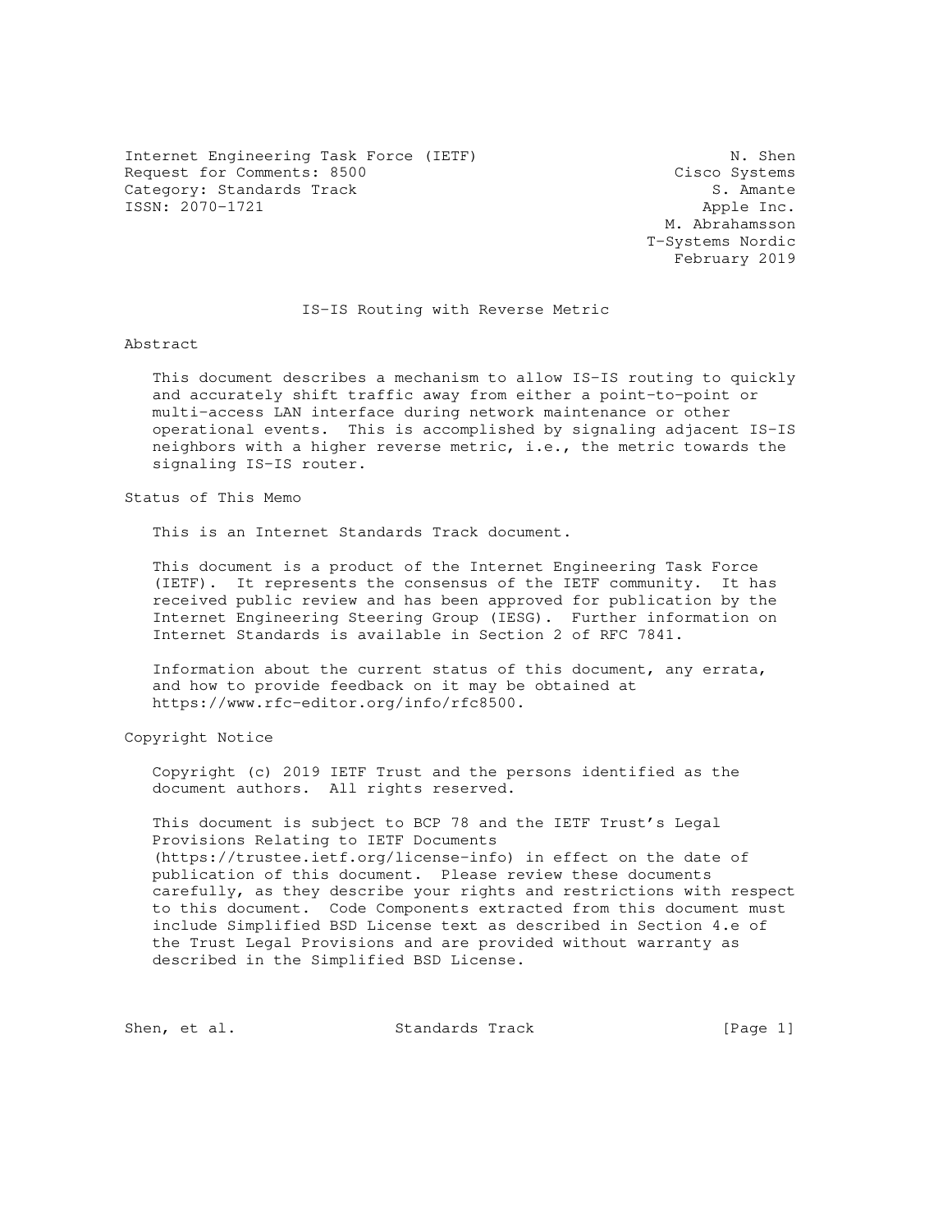Internet Engineering Task Force (IETF) N. Shen
Request for Comments: 8500 Cisco Systems
Category: Standards Track S. Amante
ISSN: 2070-1721 Apple Inc.
M. Abrahamsson
T-Systems Nordic
February 2019

# IS-IS Routing with Reverse Metric

## Abstract

This document describes a mechanism to allow IS-IS routing to quickly and accurately shift traffic away from either a point-to-point or multi-access LAN interface during network maintenance or other operational events. This is accomplished by signaling adjacent IS-IS neighbors with a higher reverse metric, i.e., the metric towards the signaling IS-IS router.

## Status of This Memo

This is an Internet Standards Track document.

This document is a product of the Internet Engineering Task Force (IETF). It represents the consensus of the IETF community. It has received public review and has been approved for publication by the Internet Engineering Steering Group (IESG). Further information on Internet Standards is available in Section 2 of RFC 7841.

Information about the current status of this document, any errata, and how to provide feedback on it may be obtained at https://www.rfc-editor.org/info/rfc8500.

## Copyright Notice

Copyright (c) 2019 IETF Trust and the persons identified as the document authors. All rights reserved.

This document is subject to BCP 78 and the IETF Trust's Legal Provisions Relating to IETF Documents (https://trustee.ietf.org/license-info) in effect on the date of publication of this document. Please review these documents carefully, as they describe your rights and restrictions with respect to this document. Code Components extracted from this document must include Simplified BSD License text as described in Section 4.e of the Trust Legal Provisions and are provided without warranty as described in the Simplified BSD License.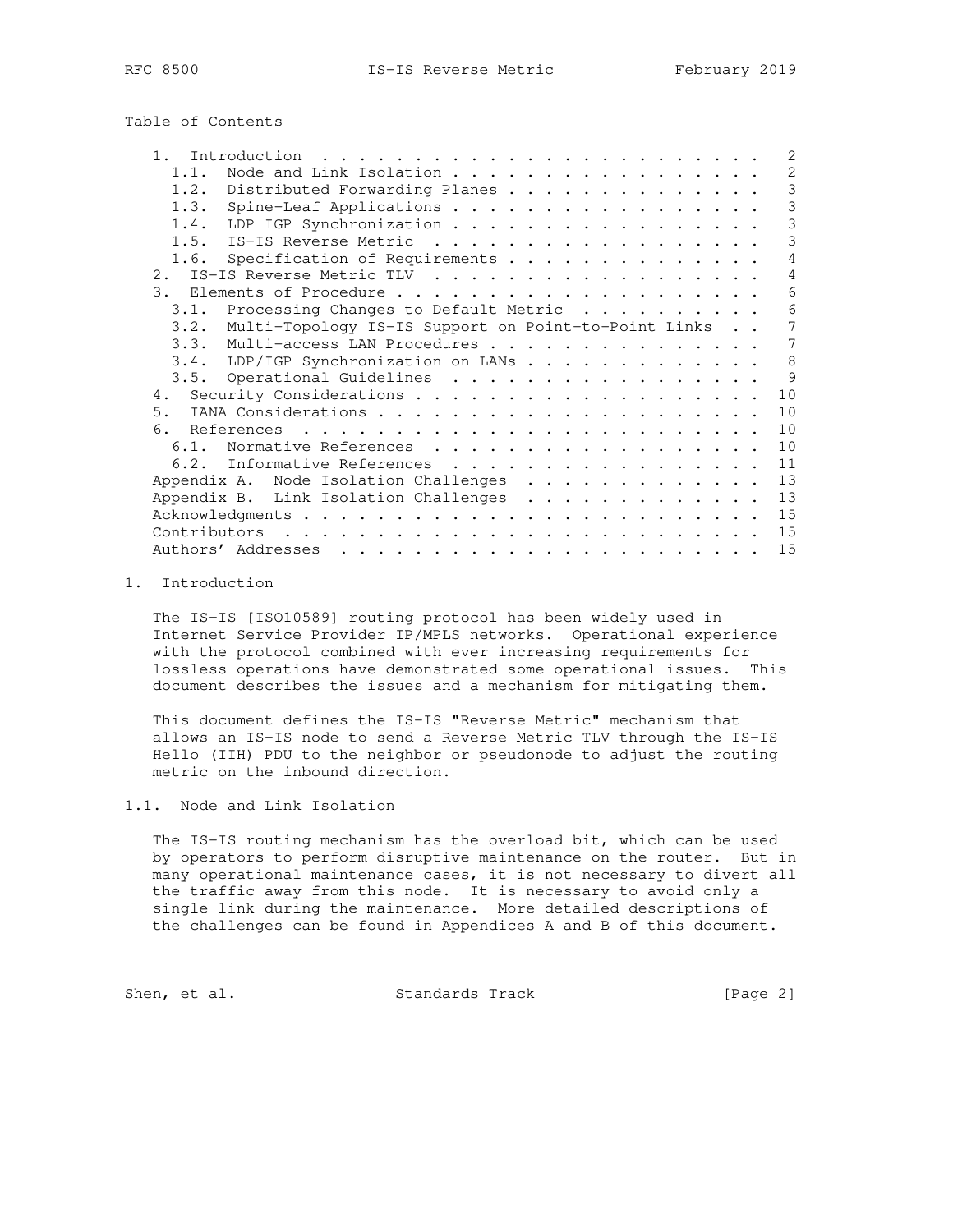Table of Contents

```
   1.  Introduction  . . . . . . . . . . . . . . . . . . . . . . . .   2
     1.1.  Node and Link Isolation . . . . . . . . . . . . . . . . .   2
     1.2.  Distributed Forwarding Planes . . . . . . . . . . . . . .   3
     1.3.  Spine-Leaf Applications . . . . . . . . . . . . . . . . .   3
     1.4.  LDP IGP Synchronization . . . . . . . . . . . . . . . . .   3
     1.5.  IS-IS Reverse Metric  . . . . . . . . . . . . . . . . . .   3
     1.6.  Specification of Requirements . . . . . . . . . . . . . .   4
   2.  IS-IS Reverse Metric TLV  . . . . . . . . . . . . . . . . . .   4
   3.  Elements of Procedure . . . . . . . . . . . . . . . . . . . .   6
     3.1.  Processing Changes to Default Metric  . . . . . . . . . .   6
     3.2.  Multi-Topology IS-IS Support on Point-to-Point Links  . .   7
     3.3.  Multi-access LAN Procedures . . . . . . . . . . . . . . .   7
     3.4.  LDP/IGP Synchronization on LANs . . . . . . . . . . . . .   8
     3.5.  Operational Guidelines  . . . . . . . . . . . . . . . . .   9
   4.  Security Considerations . . . . . . . . . . . . . . . . . . .  10
   5.  IANA Considerations . . . . . . . . . . . . . . . . . . . . .  10
   6.  References  . . . . . . . . . . . . . . . . . . . . . . . . .  10
     6.1.  Normative References  . . . . . . . . . . . . . . . . . .  10
     6.2.  Informative References  . . . . . . . . . . . . . . . . .  11
   Appendix A.  Node Isolation Challenges  . . . . . . . . . . . . .  13
   Appendix B.  Link Isolation Challenges  . . . . . . . . . . . . .  13
   Acknowledgments . . . . . . . . . . . . . . . . . . . . . . . . .  15
   Contributors  . . . . . . . . . . . . . . . . . . . . . . . . . .  15
   Authors' Addresses  . . . . . . . . . . . . . . . . . . . . . . .  15
```

## 1. Introduction

The IS-IS [ISO10589] routing protocol has been widely used in Internet Service Provider IP/MPLS networks. Operational experience with the protocol combined with ever increasing requirements for lossless operations have demonstrated some operational issues. This document describes the issues and a mechanism for mitigating them.

This document defines the IS-IS "Reverse Metric" mechanism that allows an IS-IS node to send a Reverse Metric TLV through the IS-IS Hello (IIH) PDU to the neighbor or pseudonode to adjust the routing metric on the inbound direction.

### 1.1. Node and Link Isolation

The IS-IS routing mechanism has the overload bit, which can be used by operators to perform disruptive maintenance on the router. But in many operational maintenance cases, it is not necessary to divert all the traffic away from this node. It is necessary to avoid only a single link during the maintenance. More detailed descriptions of the challenges can be found in Appendices A and B of this document.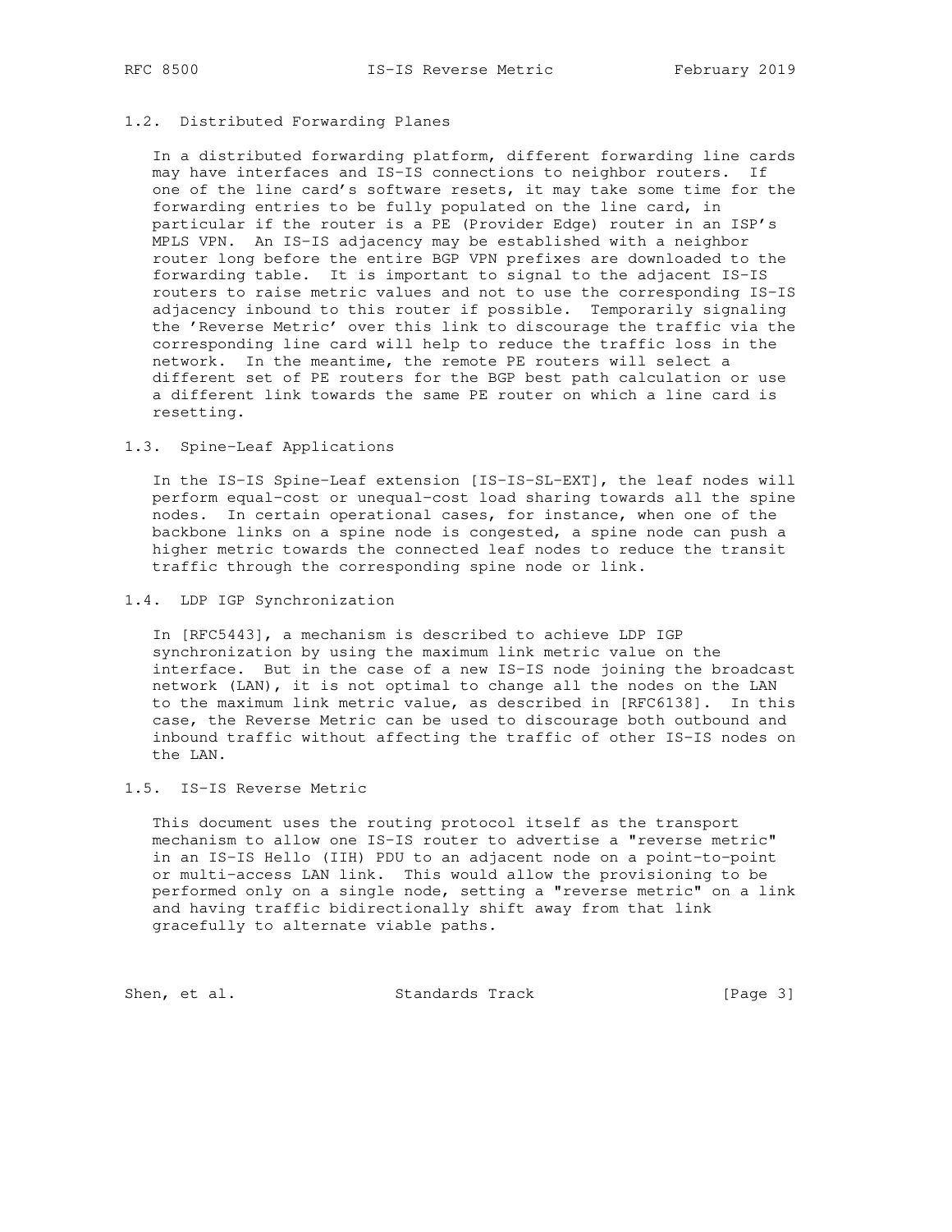### 1.2. Distributed Forwarding Planes

In a distributed forwarding platform, different forwarding line cards may have interfaces and IS-IS connections to neighbor routers. If one of the line card's software resets, it may take some time for the forwarding entries to be fully populated on the line card, in particular if the router is a PE (Provider Edge) router in an ISP's MPLS VPN. An IS-IS adjacency may be established with a neighbor router long before the entire BGP VPN prefixes are downloaded to the forwarding table. It is important to signal to the adjacent IS-IS routers to raise metric values and not to use the corresponding IS-IS adjacency inbound to this router if possible. Temporarily signaling the 'Reverse Metric' over this link to discourage the traffic via the corresponding line card will help to reduce the traffic loss in the network. In the meantime, the remote PE routers will select a different set of PE routers for the BGP best path calculation or use a different link towards the same PE router on which a line card is resetting.

### 1.3. Spine-Leaf Applications

In the IS-IS Spine-Leaf extension [IS-IS-SL-EXT], the leaf nodes will perform equal-cost or unequal-cost load sharing towards all the spine nodes. In certain operational cases, for instance, when one of the backbone links on a spine node is congested, a spine node can push a higher metric towards the connected leaf nodes to reduce the transit traffic through the corresponding spine node or link.

### 1.4. LDP IGP Synchronization

In [RFC5443], a mechanism is described to achieve LDP IGP synchronization by using the maximum link metric value on the interface. But in the case of a new IS-IS node joining the broadcast network (LAN), it is not optimal to change all the nodes on the LAN to the maximum link metric value, as described in [RFC6138]. In this case, the Reverse Metric can be used to discourage both outbound and inbound traffic without affecting the traffic of other IS-IS nodes on the LAN.

### 1.5. IS-IS Reverse Metric

This document uses the routing protocol itself as the transport mechanism to allow one IS-IS router to advertise a "reverse metric" in an IS-IS Hello (IIH) PDU to an adjacent node on a point-to-point or multi-access LAN link. This would allow the provisioning to be performed only on a single node, setting a "reverse metric" on a link and having traffic bidirectionally shift away from that link gracefully to alternate viable paths.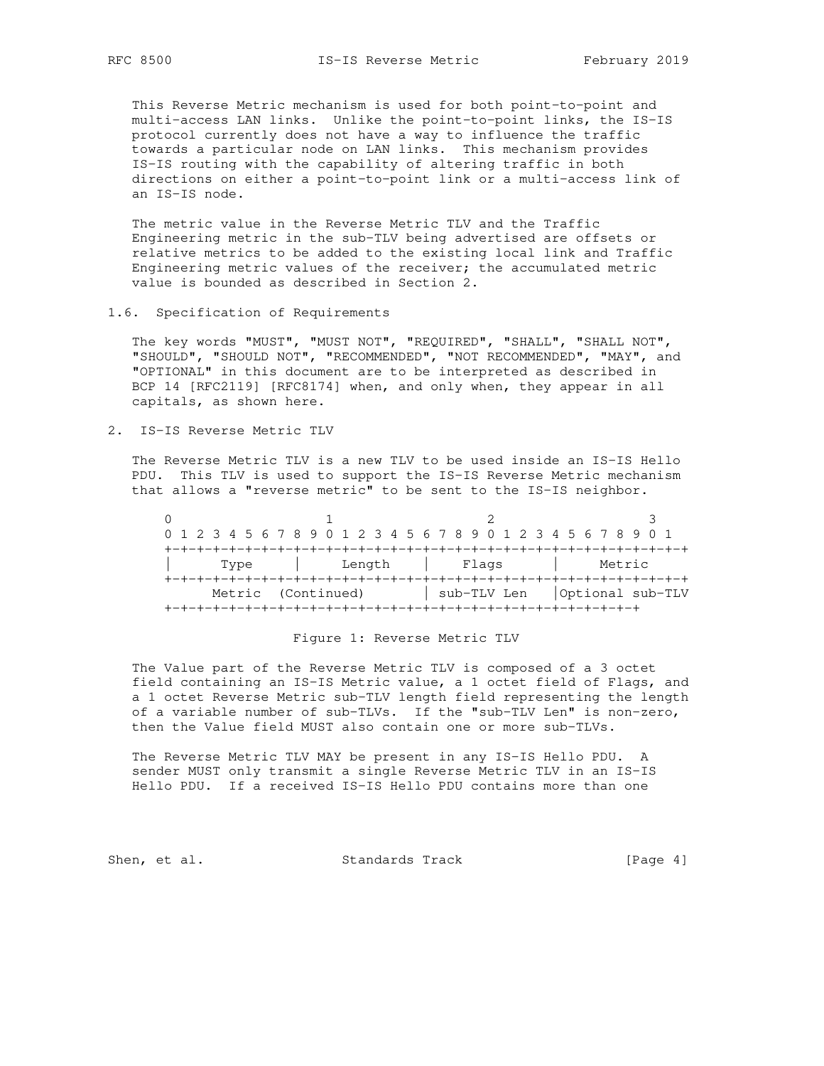This Reverse Metric mechanism is used for both point-to-point and multi-access LAN links. Unlike the point-to-point links, the IS-IS protocol currently does not have a way to influence the traffic towards a particular node on LAN links. This mechanism provides IS-IS routing with the capability of altering traffic in both directions on either a point-to-point link or a multi-access link of an IS-IS node.

The metric value in the Reverse Metric TLV and the Traffic Engineering metric in the sub-TLV being advertised are offsets or relative metrics to be added to the existing local link and Traffic Engineering metric values of the receiver; the accumulated metric value is bounded as described in Section 2.

### 1.6. Specification of Requirements

The key words "MUST", "MUST NOT", "REQUIRED", "SHALL", "SHALL NOT", "SHOULD", "SHOULD NOT", "RECOMMENDED", "NOT RECOMMENDED", "MAY", and "OPTIONAL" in this document are to be interpreted as described in BCP 14 [RFC2119] [RFC8174] when, and only when, they appear in all capitals, as shown here.

## 2. IS-IS Reverse Metric TLV

The Reverse Metric TLV is a new TLV to be used inside an IS-IS Hello PDU. This TLV is used to support the IS-IS Reverse Metric mechanism that allows a "reverse metric" to be sent to the IS-IS neighbor.

```
 0                   1                   2                   3
 0 1 2 3 4 5 6 7 8 9 0 1 2 3 4 5 6 7 8 9 0 1 2 3 4 5 6 7 8 9 0 1
+-+-+-+-+-+-+-+-+-+-+-+-+-+-+-+-+-+-+-+-+-+-+-+-+-+-+-+-+-+-+-+-+
|     Type      |     Length    |     Flags     |     Metric
+-+-+-+-+-+-+-+-+-+-+-+-+-+-+-+-+-+-+-+-+-+-+-+-+-+-+-+-+-+-+-+-+
     Metric  (Continued)        |  sub-TLV Len  |Optional sub-TLV
+-+-+-+-+-+-+-+-+-+-+-+-+-+-+-+-+-+-+-+-+-+-+-+-+-+-+-+-+-+-+
```

Figure 1: Reverse Metric TLV

The Value part of the Reverse Metric TLV is composed of a 3 octet field containing an IS-IS Metric value, a 1 octet field of Flags, and a 1 octet Reverse Metric sub-TLV length field representing the length of a variable number of sub-TLVs. If the "sub-TLV Len" is non-zero, then the Value field MUST also contain one or more sub-TLVs.

The Reverse Metric TLV MAY be present in any IS-IS Hello PDU. A sender MUST only transmit a single Reverse Metric TLV in an IS-IS Hello PDU. If a received IS-IS Hello PDU contains more than one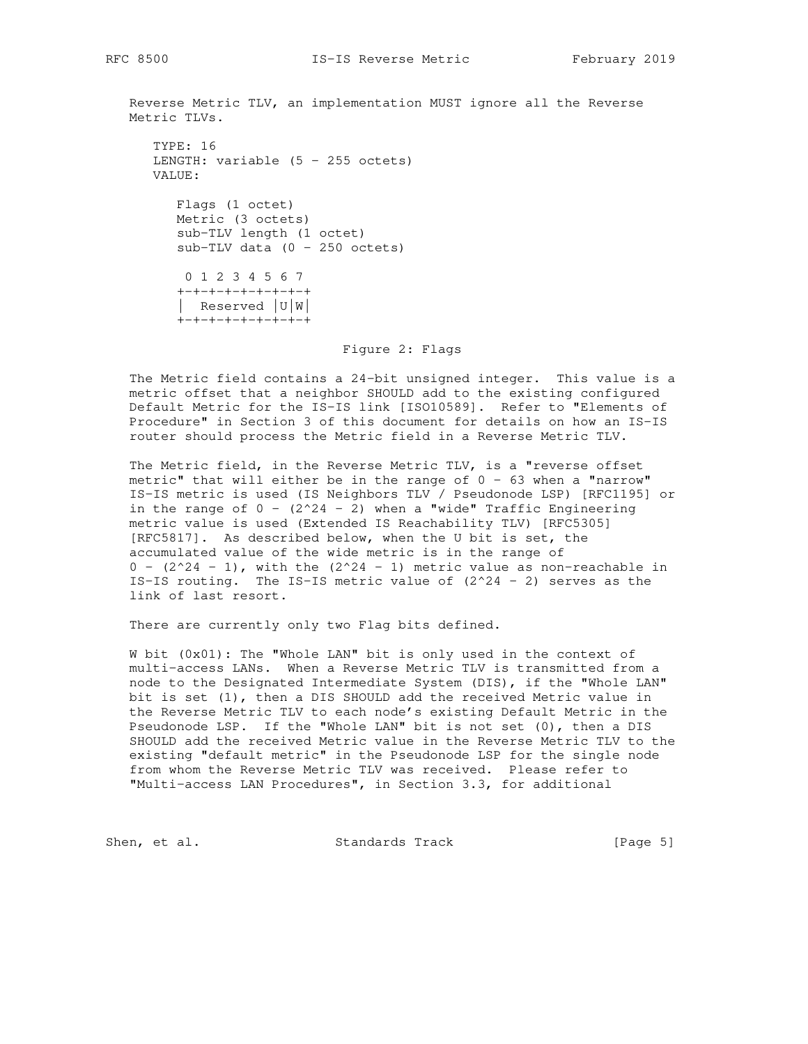Reverse Metric TLV, an implementation MUST ignore all the Reverse Metric TLVs.

```
   TYPE: 16
   LENGTH: variable (5 - 255 octets)
   VALUE:

      Flags (1 octet)
      Metric (3 octets)
      sub-TLV length (1 octet)
      sub-TLV data (0 - 250 octets)

       0 1 2 3 4 5 6 7
      +-+-+-+-+-+-+-+-+
      |  Reserved |U|W|
      +-+-+-+-+-+-+-+-+
```

Figure 2: Flags

The Metric field contains a 24-bit unsigned integer. This value is a metric offset that a neighbor SHOULD add to the existing configured Default Metric for the IS-IS link [ISO10589]. Refer to "Elements of Procedure" in Section 3 of this document for details on how an IS-IS router should process the Metric field in a Reverse Metric TLV.

The Metric field, in the Reverse Metric TLV, is a "reverse offset metric" that will either be in the range of 0 - 63 when a "narrow" IS-IS metric is used (IS Neighbors TLV / Pseudonode LSP) [RFC1195] or in the range of $0 - (2^{24} - 2)$ when a "wide" Traffic Engineering metric value is used (Extended IS Reachability TLV) [RFC5305] [RFC5817]. As described below, when the U bit is set, the accumulated value of the wide metric is in the range of $0 - (2^{24} - 1)$, with the $(2^{24} - 1)$ metric value as non-reachable in IS-IS routing. The IS-IS metric value of $(2^{24} - 2)$ serves as the link of last resort.

There are currently only two Flag bits defined.

W bit (0x01): The "Whole LAN" bit is only used in the context of multi-access LANs. When a Reverse Metric TLV is transmitted from a node to the Designated Intermediate System (DIS), if the "Whole LAN" bit is set (1), then a DIS SHOULD add the received Metric value in the Reverse Metric TLV to each node's existing Default Metric in the Pseudonode LSP. If the "Whole LAN" bit is not set (0), then a DIS SHOULD add the received Metric value in the Reverse Metric TLV to the existing "default metric" in the Pseudonode LSP for the single node from whom the Reverse Metric TLV was received. Please refer to "Multi-access LAN Procedures", in Section 3.3, for additional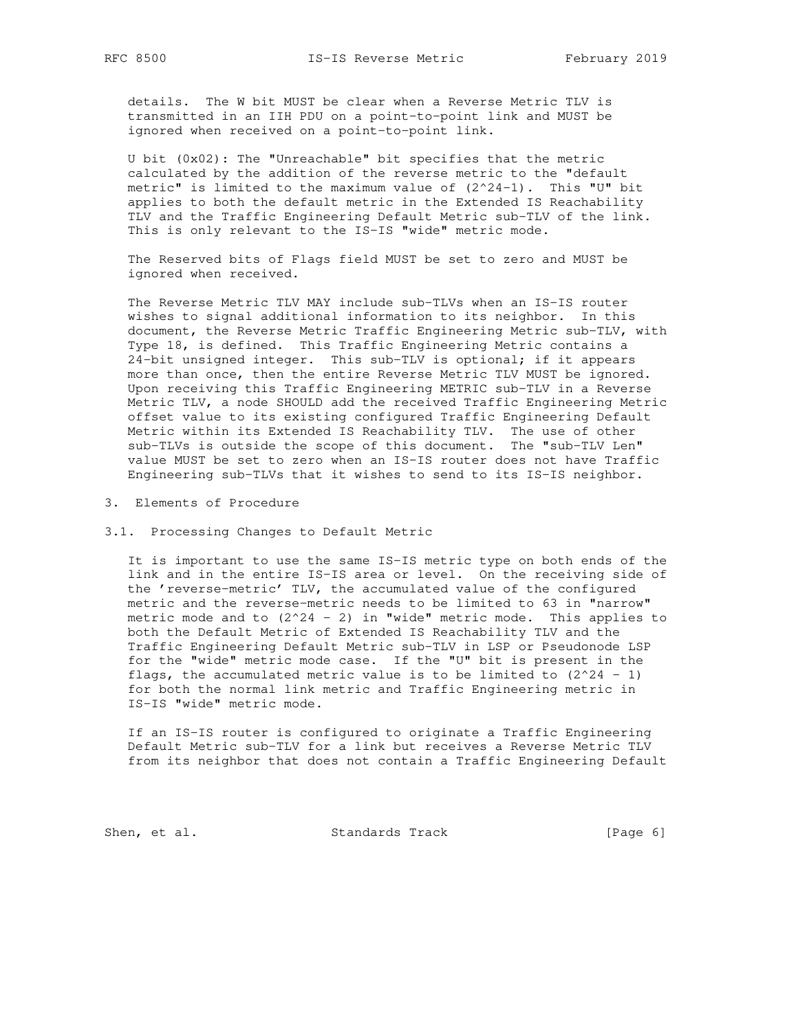details. The W bit MUST be clear when a Reverse Metric TLV is transmitted in an IIH PDU on a point-to-point link and MUST be ignored when received on a point-to-point link.

U bit (0x02): The "Unreachable" bit specifies that the metric calculated by the addition of the reverse metric to the "default metric" is limited to the maximum value of $(2^{24}-1)$. This "U" bit applies to both the default metric in the Extended IS Reachability TLV and the Traffic Engineering Default Metric sub-TLV of the link. This is only relevant to the IS-IS "wide" metric mode.

The Reserved bits of Flags field MUST be set to zero and MUST be ignored when received.

The Reverse Metric TLV MAY include sub-TLVs when an IS-IS router wishes to signal additional information to its neighbor. In this document, the Reverse Metric Traffic Engineering Metric sub-TLV, with Type 18, is defined. This Traffic Engineering Metric contains a 24-bit unsigned integer. This sub-TLV is optional; if it appears more than once, then the entire Reverse Metric TLV MUST be ignored. Upon receiving this Traffic Engineering METRIC sub-TLV in a Reverse Metric TLV, a node SHOULD add the received Traffic Engineering Metric offset value to its existing configured Traffic Engineering Default Metric within its Extended IS Reachability TLV. The use of other sub-TLVs is outside the scope of this document. The "sub-TLV Len" value MUST be set to zero when an IS-IS router does not have Traffic Engineering sub-TLVs that it wishes to send to its IS-IS neighbor.

## 3. Elements of Procedure

### 3.1. Processing Changes to Default Metric

It is important to use the same IS-IS metric type on both ends of the link and in the entire IS-IS area or level. On the receiving side of the 'reverse-metric' TLV, the accumulated value of the configured metric and the reverse-metric needs to be limited to 63 in "narrow" metric mode and to $(2^{24} - 2)$ in "wide" metric mode. This applies to both the Default Metric of Extended IS Reachability TLV and the Traffic Engineering Default Metric sub-TLV in LSP or Pseudonode LSP for the "wide" metric mode case. If the "U" bit is present in the flags, the accumulated metric value is to be limited to $(2^{24} - 1)$ for both the normal link metric and Traffic Engineering metric in IS-IS "wide" metric mode.

If an IS-IS router is configured to originate a Traffic Engineering Default Metric sub-TLV for a link but receives a Reverse Metric TLV from its neighbor that does not contain a Traffic Engineering Default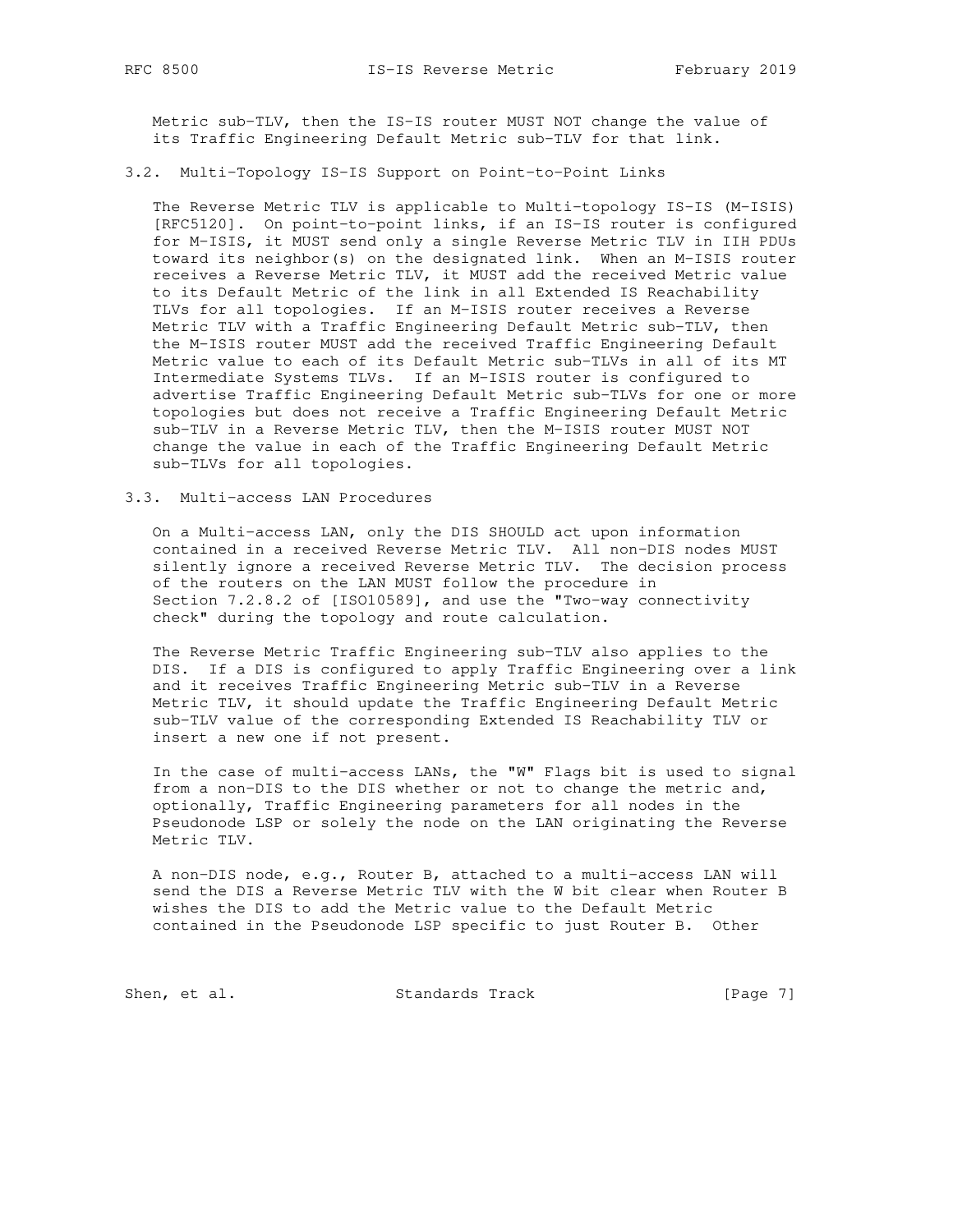Metric sub-TLV, then the IS-IS router MUST NOT change the value of its Traffic Engineering Default Metric sub-TLV for that link.

### 3.2. Multi-Topology IS-IS Support on Point-to-Point Links

The Reverse Metric TLV is applicable to Multi-topology IS-IS (M-ISIS) [RFC5120]. On point-to-point links, if an IS-IS router is configured for M-ISIS, it MUST send only a single Reverse Metric TLV in IIH PDUs toward its neighbor(s) on the designated link. When an M-ISIS router receives a Reverse Metric TLV, it MUST add the received Metric value to its Default Metric of the link in all Extended IS Reachability TLVs for all topologies. If an M-ISIS router receives a Reverse Metric TLV with a Traffic Engineering Default Metric sub-TLV, then the M-ISIS router MUST add the received Traffic Engineering Default Metric value to each of its Default Metric sub-TLVs in all of its MT Intermediate Systems TLVs. If an M-ISIS router is configured to advertise Traffic Engineering Default Metric sub-TLVs for one or more topologies but does not receive a Traffic Engineering Default Metric sub-TLV in a Reverse Metric TLV, then the M-ISIS router MUST NOT change the value in each of the Traffic Engineering Default Metric sub-TLVs for all topologies.

### 3.3. Multi-access LAN Procedures

On a Multi-access LAN, only the DIS SHOULD act upon information contained in a received Reverse Metric TLV. All non-DIS nodes MUST silently ignore a received Reverse Metric TLV. The decision process of the routers on the LAN MUST follow the procedure in Section 7.2.8.2 of [ISO10589], and use the "Two-way connectivity check" during the topology and route calculation.

The Reverse Metric Traffic Engineering sub-TLV also applies to the DIS. If a DIS is configured to apply Traffic Engineering over a link and it receives Traffic Engineering Metric sub-TLV in a Reverse Metric TLV, it should update the Traffic Engineering Default Metric sub-TLV value of the corresponding Extended IS Reachability TLV or insert a new one if not present.

In the case of multi-access LANs, the "W" Flags bit is used to signal from a non-DIS to the DIS whether or not to change the metric and, optionally, Traffic Engineering parameters for all nodes in the Pseudonode LSP or solely the node on the LAN originating the Reverse Metric TLV.

A non-DIS node, e.g., Router B, attached to a multi-access LAN will send the DIS a Reverse Metric TLV with the W bit clear when Router B wishes the DIS to add the Metric value to the Default Metric contained in the Pseudonode LSP specific to just Router B. Other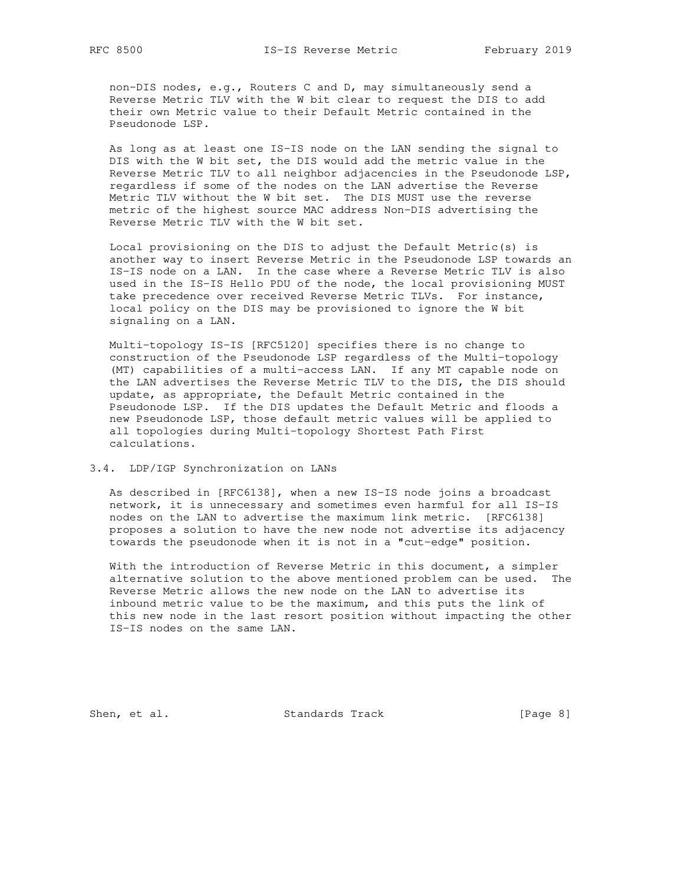non-DIS nodes, e.g., Routers C and D, may simultaneously send a Reverse Metric TLV with the W bit clear to request the DIS to add their own Metric value to their Default Metric contained in the Pseudonode LSP.

As long as at least one IS-IS node on the LAN sending the signal to DIS with the W bit set, the DIS would add the metric value in the Reverse Metric TLV to all neighbor adjacencies in the Pseudonode LSP, regardless if some of the nodes on the LAN advertise the Reverse Metric TLV without the W bit set. The DIS MUST use the reverse metric of the highest source MAC address Non-DIS advertising the Reverse Metric TLV with the W bit set.

Local provisioning on the DIS to adjust the Default Metric(s) is another way to insert Reverse Metric in the Pseudonode LSP towards an IS-IS node on a LAN. In the case where a Reverse Metric TLV is also used in the IS-IS Hello PDU of the node, the local provisioning MUST take precedence over received Reverse Metric TLVs. For instance, local policy on the DIS may be provisioned to ignore the W bit signaling on a LAN.

Multi-topology IS-IS [RFC5120] specifies there is no change to construction of the Pseudonode LSP regardless of the Multi-topology (MT) capabilities of a multi-access LAN. If any MT capable node on the LAN advertises the Reverse Metric TLV to the DIS, the DIS should update, as appropriate, the Default Metric contained in the Pseudonode LSP. If the DIS updates the Default Metric and floods a new Pseudonode LSP, those default metric values will be applied to all topologies during Multi-topology Shortest Path First calculations.

### 3.4. LDP/IGP Synchronization on LANs

As described in [RFC6138], when a new IS-IS node joins a broadcast network, it is unnecessary and sometimes even harmful for all IS-IS nodes on the LAN to advertise the maximum link metric. [RFC6138] proposes a solution to have the new node not advertise its adjacency towards the pseudonode when it is not in a "cut-edge" position.

With the introduction of Reverse Metric in this document, a simpler alternative solution to the above mentioned problem can be used. The Reverse Metric allows the new node on the LAN to advertise its inbound metric value to be the maximum, and this puts the link of this new node in the last resort position without impacting the other IS-IS nodes on the same LAN.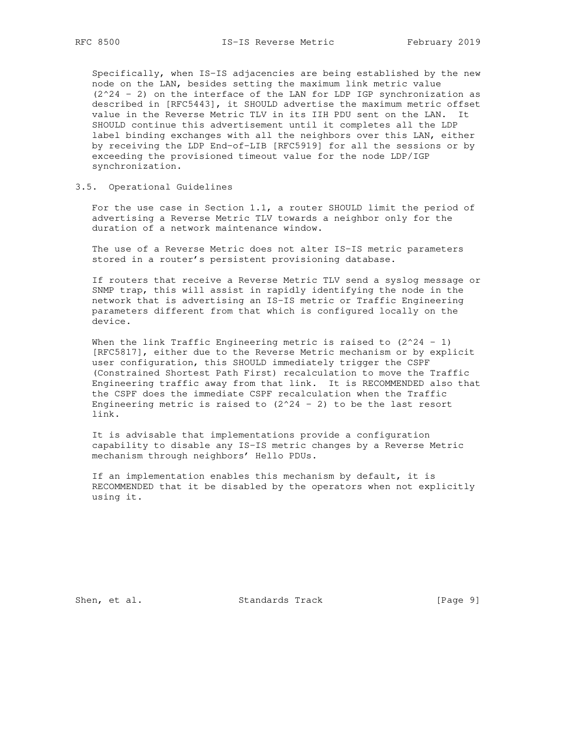Specifically, when IS-IS adjacencies are being established by the new node on the LAN, besides setting the maximum link metric value ($2^{24} - 2$) on the interface of the LAN for LDP IGP synchronization as described in [RFC5443], it SHOULD advertise the maximum metric offset value in the Reverse Metric TLV in its IIH PDU sent on the LAN. It SHOULD continue this advertisement until it completes all the LDP label binding exchanges with all the neighbors over this LAN, either by receiving the LDP End-of-LIB [RFC5919] for all the sessions or by exceeding the provisioned timeout value for the node LDP/IGP synchronization.

### 3.5. Operational Guidelines

For the use case in Section 1.1, a router SHOULD limit the period of advertising a Reverse Metric TLV towards a neighbor only for the duration of a network maintenance window.

The use of a Reverse Metric does not alter IS-IS metric parameters stored in a router's persistent provisioning database.

If routers that receive a Reverse Metric TLV send a syslog message or SNMP trap, this will assist in rapidly identifying the node in the network that is advertising an IS-IS metric or Traffic Engineering parameters different from that which is configured locally on the device.

When the link Traffic Engineering metric is raised to ($2^{24} - 1$) [RFC5817], either due to the Reverse Metric mechanism or by explicit user configuration, this SHOULD immediately trigger the CSPF (Constrained Shortest Path First) recalculation to move the Traffic Engineering traffic away from that link. It is RECOMMENDED also that the CSPF does the immediate CSPF recalculation when the Traffic Engineering metric is raised to ($2^{24} - 2$) to be the last resort link.

It is advisable that implementations provide a configuration capability to disable any IS-IS metric changes by a Reverse Metric mechanism through neighbors' Hello PDUs.

If an implementation enables this mechanism by default, it is RECOMMENDED that it be disabled by the operators when not explicitly using it.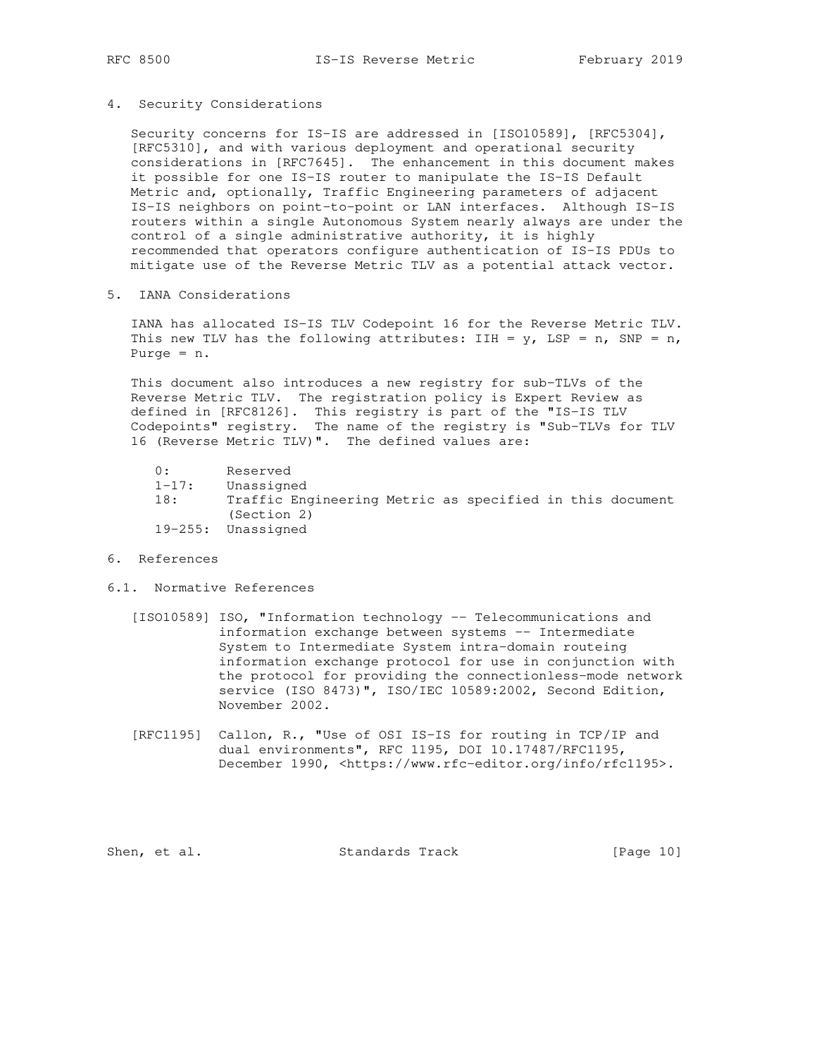## 4. Security Considerations

Security concerns for IS-IS are addressed in [ISO10589], [RFC5304], [RFC5310], and with various deployment and operational security considerations in [RFC7645]. The enhancement in this document makes it possible for one IS-IS router to manipulate the IS-IS Default Metric and, optionally, Traffic Engineering parameters of adjacent IS-IS neighbors on point-to-point or LAN interfaces. Although IS-IS routers within a single Autonomous System nearly always are under the control of a single administrative authority, it is highly recommended that operators configure authentication of IS-IS PDUs to mitigate use of the Reverse Metric TLV as a potential attack vector.

## 5. IANA Considerations

IANA has allocated IS-IS TLV Codepoint 16 for the Reverse Metric TLV. This new TLV has the following attributes: IIH = y, LSP = n, SNP = n, Purge = n.

This document also introduces a new registry for sub-TLVs of the Reverse Metric TLV. The registration policy is Expert Review as defined in [RFC8126]. This registry is part of the "IS-IS TLV Codepoints" registry. The name of the registry is "Sub-TLVs for TLV 16 (Reverse Metric TLV)". The defined values are:

```
0:        Reserved
1-17:     Unassigned
18:       Traffic Engineering Metric as specified in this document
          (Section 2)
19-255:   Unassigned
```

## 6. References

### 6.1. Normative References

[ISO10589] ISO, "Information technology -- Telecommunications and information exchange between systems -- Intermediate System to Intermediate System intra-domain routeing information exchange protocol for use in conjunction with the protocol for providing the connectionless-mode network service (ISO 8473)", ISO/IEC 10589:2002, Second Edition, November 2002.

[RFC1195] Callon, R., "Use of OSI IS-IS for routing in TCP/IP and dual environments", RFC 1195, DOI 10.17487/RFC1195, December 1990, <https://www.rfc-editor.org/info/rfc1195>.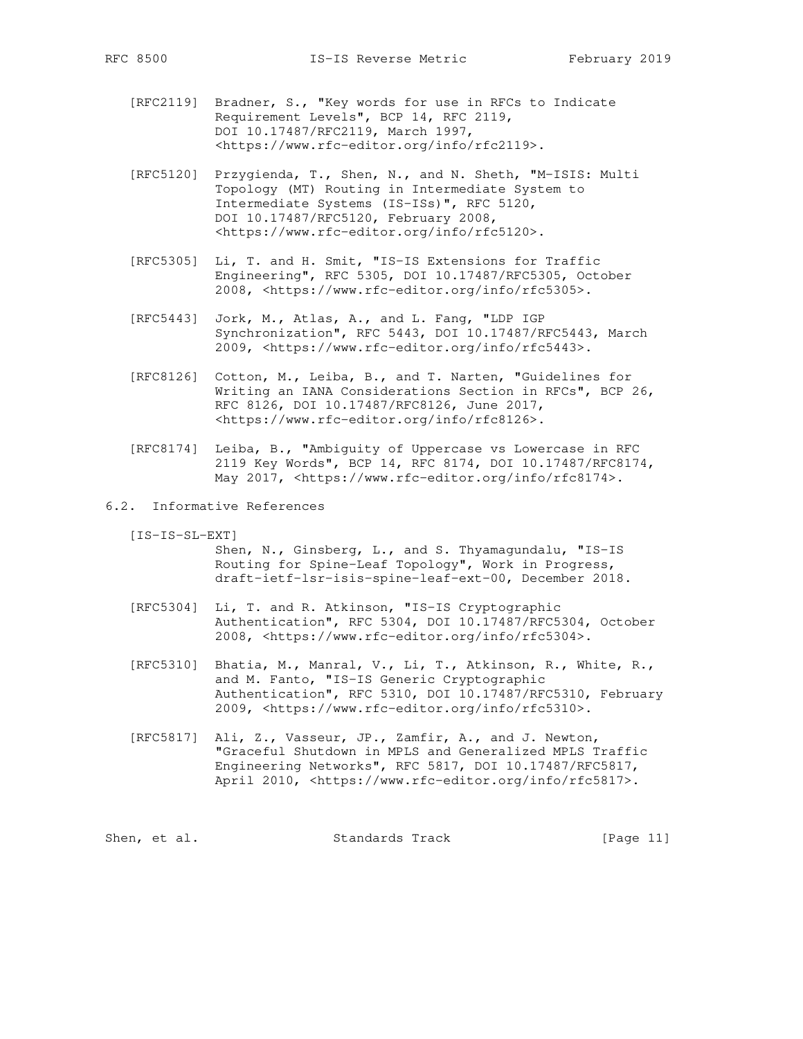[RFC2119] Bradner, S., "Key words for use in RFCs to Indicate Requirement Levels", BCP 14, RFC 2119, DOI 10.17487/RFC2119, March 1997, <https://www.rfc-editor.org/info/rfc2119>.

[RFC5120] Przygienda, T., Shen, N., and N. Sheth, "M-ISIS: Multi Topology (MT) Routing in Intermediate System to Intermediate Systems (IS-ISs)", RFC 5120, DOI 10.17487/RFC5120, February 2008, <https://www.rfc-editor.org/info/rfc5120>.

[RFC5305] Li, T. and H. Smit, "IS-IS Extensions for Traffic Engineering", RFC 5305, DOI 10.17487/RFC5305, October 2008, <https://www.rfc-editor.org/info/rfc5305>.

[RFC5443] Jork, M., Atlas, A., and L. Fang, "LDP IGP Synchronization", RFC 5443, DOI 10.17487/RFC5443, March 2009, <https://www.rfc-editor.org/info/rfc5443>.

[RFC8126] Cotton, M., Leiba, B., and T. Narten, "Guidelines for Writing an IANA Considerations Section in RFCs", BCP 26, RFC 8126, DOI 10.17487/RFC8126, June 2017, <https://www.rfc-editor.org/info/rfc8126>.

[RFC8174] Leiba, B., "Ambiguity of Uppercase vs Lowercase in RFC 2119 Key Words", BCP 14, RFC 8174, DOI 10.17487/RFC8174, May 2017, <https://www.rfc-editor.org/info/rfc8174>.

## 6.2. Informative References

[IS-IS-SL-EXT] Shen, N., Ginsberg, L., and S. Thyamagundalu, "IS-IS Routing for Spine-Leaf Topology", Work in Progress, draft-ietf-lsr-isis-spine-leaf-ext-00, December 2018.

[RFC5304] Li, T. and R. Atkinson, "IS-IS Cryptographic Authentication", RFC 5304, DOI 10.17487/RFC5304, October 2008, <https://www.rfc-editor.org/info/rfc5304>.

[RFC5310] Bhatia, M., Manral, V., Li, T., Atkinson, R., White, R., and M. Fanto, "IS-IS Generic Cryptographic Authentication", RFC 5310, DOI 10.17487/RFC5310, February 2009, <https://www.rfc-editor.org/info/rfc5310>.

[RFC5817] Ali, Z., Vasseur, JP., Zamfir, A., and J. Newton, "Graceful Shutdown in MPLS and Generalized MPLS Traffic Engineering Networks", RFC 5817, DOI 10.17487/RFC5817, April 2010, <https://www.rfc-editor.org/info/rfc5817>.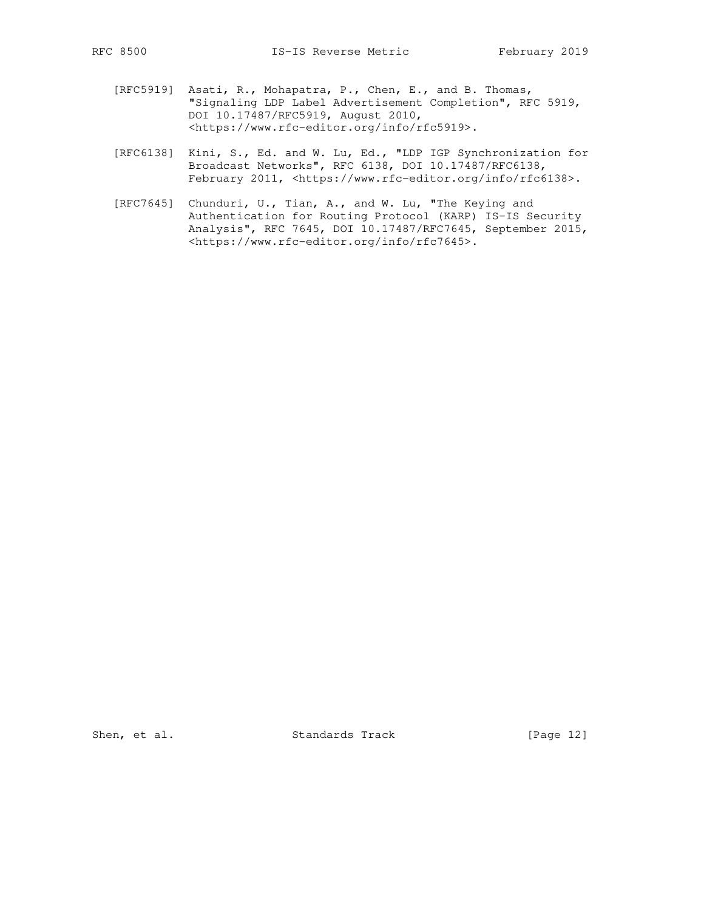[RFC5919] Asati, R., Mohapatra, P., Chen, E., and B. Thomas, "Signaling LDP Label Advertisement Completion", RFC 5919, DOI 10.17487/RFC5919, August 2010, <https://www.rfc-editor.org/info/rfc5919>.

[RFC6138] Kini, S., Ed. and W. Lu, Ed., "LDP IGP Synchronization for Broadcast Networks", RFC 6138, DOI 10.17487/RFC6138, February 2011, <https://www.rfc-editor.org/info/rfc6138>.

[RFC7645] Chunduri, U., Tian, A., and W. Lu, "The Keying and Authentication for Routing Protocol (KARP) IS-IS Security Analysis", RFC 7645, DOI 10.17487/RFC7645, September 2015, <https://www.rfc-editor.org/info/rfc7645>.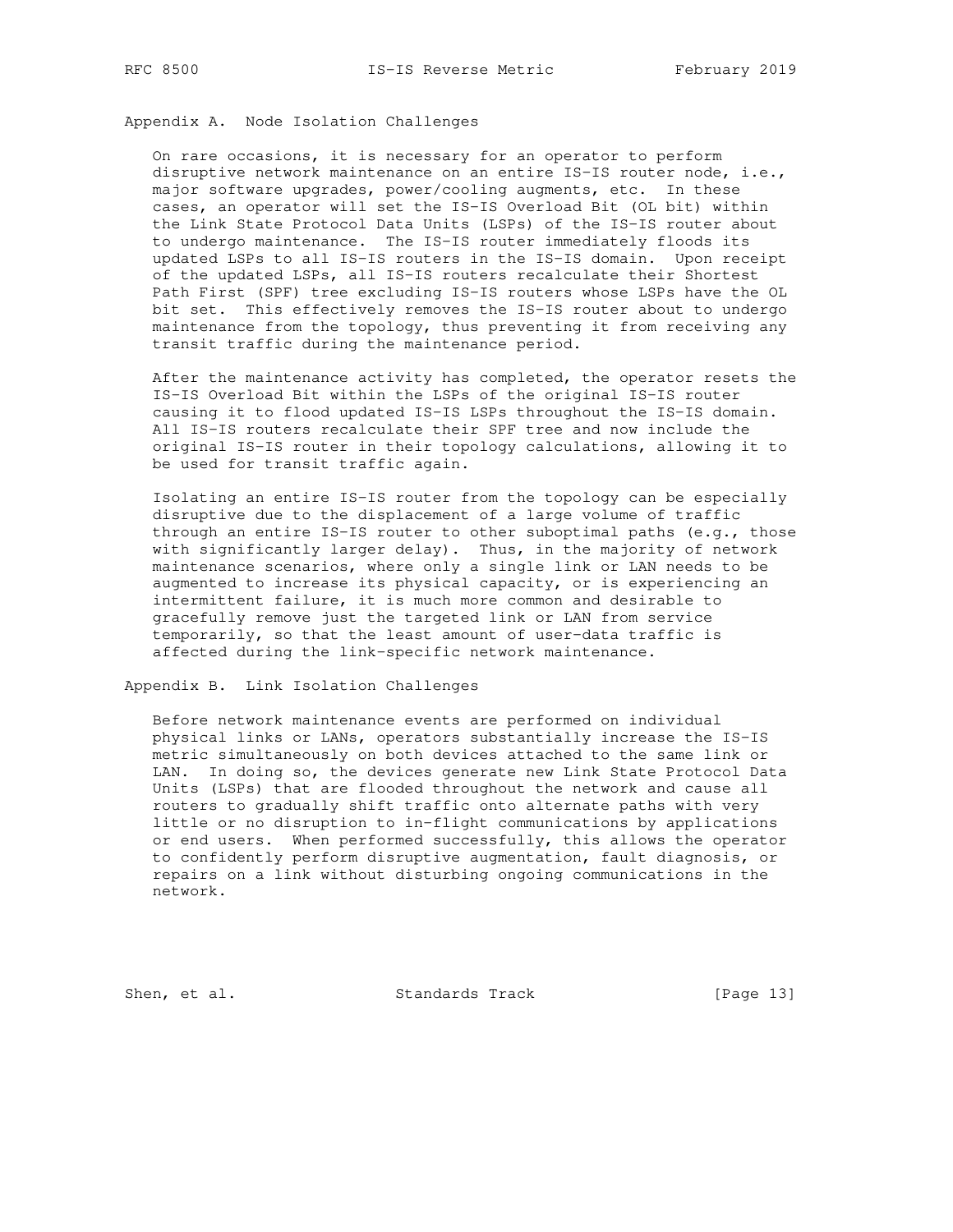## Appendix A. Node Isolation Challenges

On rare occasions, it is necessary for an operator to perform disruptive network maintenance on an entire IS-IS router node, i.e., major software upgrades, power/cooling augments, etc. In these cases, an operator will set the IS-IS Overload Bit (OL bit) within the Link State Protocol Data Units (LSPs) of the IS-IS router about to undergo maintenance. The IS-IS router immediately floods its updated LSPs to all IS-IS routers in the IS-IS domain. Upon receipt of the updated LSPs, all IS-IS routers recalculate their Shortest Path First (SPF) tree excluding IS-IS routers whose LSPs have the OL bit set. This effectively removes the IS-IS router about to undergo maintenance from the topology, thus preventing it from receiving any transit traffic during the maintenance period.

After the maintenance activity has completed, the operator resets the IS-IS Overload Bit within the LSPs of the original IS-IS router causing it to flood updated IS-IS LSPs throughout the IS-IS domain. All IS-IS routers recalculate their SPF tree and now include the original IS-IS router in their topology calculations, allowing it to be used for transit traffic again.

Isolating an entire IS-IS router from the topology can be especially disruptive due to the displacement of a large volume of traffic through an entire IS-IS router to other suboptimal paths (e.g., those with significantly larger delay). Thus, in the majority of network maintenance scenarios, where only a single link or LAN needs to be augmented to increase its physical capacity, or is experiencing an intermittent failure, it is much more common and desirable to gracefully remove just the targeted link or LAN from service temporarily, so that the least amount of user-data traffic is affected during the link-specific network maintenance.

## Appendix B. Link Isolation Challenges

Before network maintenance events are performed on individual physical links or LANs, operators substantially increase the IS-IS metric simultaneously on both devices attached to the same link or LAN. In doing so, the devices generate new Link State Protocol Data Units (LSPs) that are flooded throughout the network and cause all routers to gradually shift traffic onto alternate paths with very little or no disruption to in-flight communications by applications or end users. When performed successfully, this allows the operator to confidently perform disruptive augmentation, fault diagnosis, or repairs on a link without disturbing ongoing communications in the network.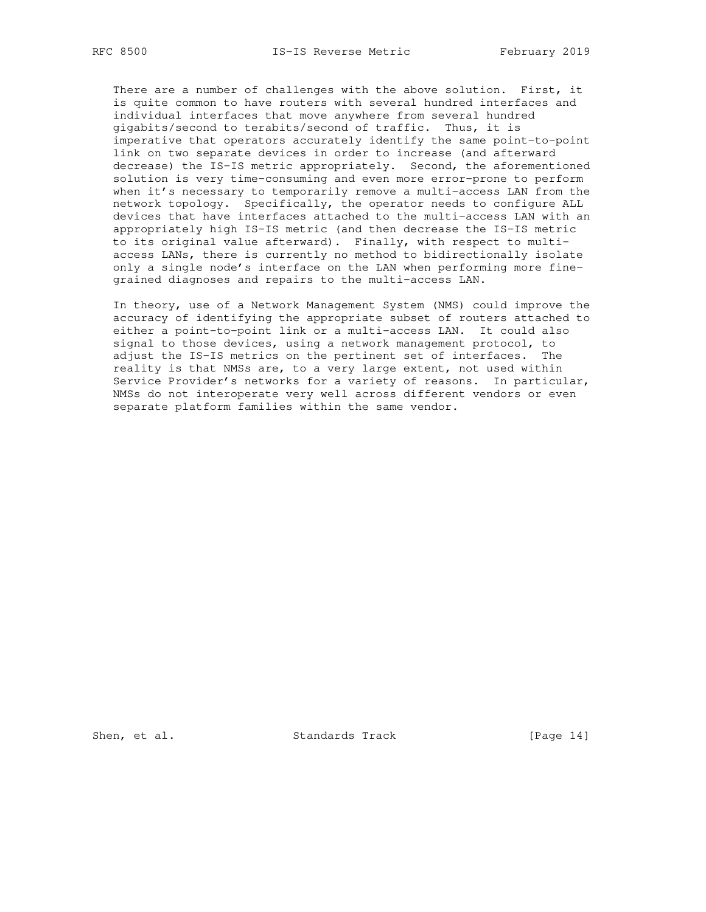There are a number of challenges with the above solution. First, it is quite common to have routers with several hundred interfaces and individual interfaces that move anywhere from several hundred gigabits/second to terabits/second of traffic. Thus, it is imperative that operators accurately identify the same point-to-point link on two separate devices in order to increase (and afterward decrease) the IS-IS metric appropriately. Second, the aforementioned solution is very time-consuming and even more error-prone to perform when it's necessary to temporarily remove a multi-access LAN from the network topology. Specifically, the operator needs to configure ALL devices that have interfaces attached to the multi-access LAN with an appropriately high IS-IS metric (and then decrease the IS-IS metric to its original value afterward). Finally, with respect to multi-access LANs, there is currently no method to bidirectionally isolate only a single node's interface on the LAN when performing more fine-grained diagnoses and repairs to the multi-access LAN.

In theory, use of a Network Management System (NMS) could improve the accuracy of identifying the appropriate subset of routers attached to either a point-to-point link or a multi-access LAN. It could also signal to those devices, using a network management protocol, to adjust the IS-IS metrics on the pertinent set of interfaces. The reality is that NMSs are, to a very large extent, not used within Service Provider's networks for a variety of reasons. In particular, NMSs do not interoperate very well across different vendors or even separate platform families within the same vendor.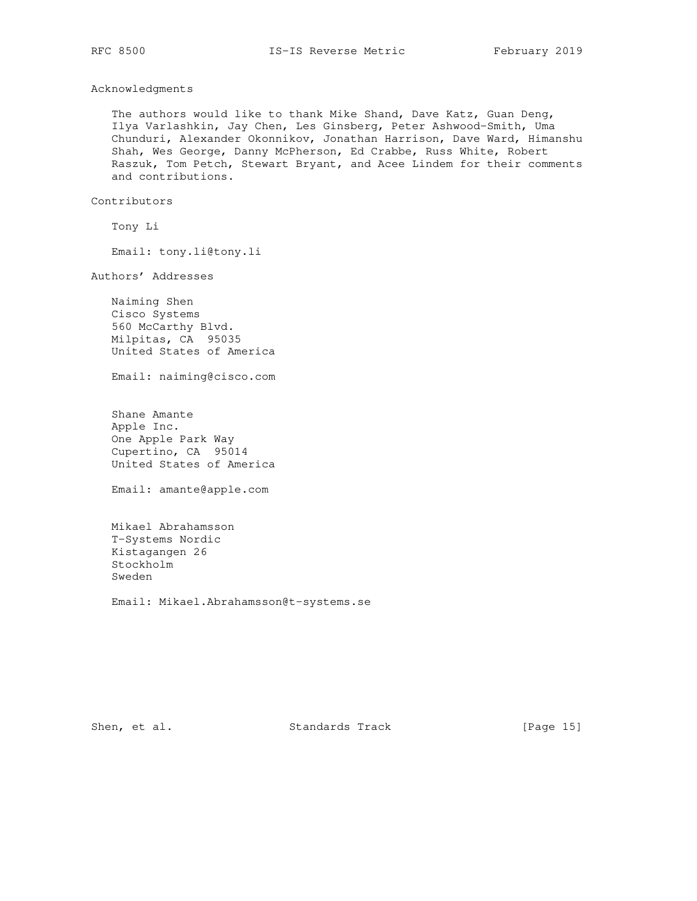## Acknowledgments

The authors would like to thank Mike Shand, Dave Katz, Guan Deng, Ilya Varlashkin, Jay Chen, Les Ginsberg, Peter Ashwood-Smith, Uma Chunduri, Alexander Okonnikov, Jonathan Harrison, Dave Ward, Himanshu Shah, Wes George, Danny McPherson, Ed Crabbe, Russ White, Robert Raszuk, Tom Petch, Stewart Bryant, and Acee Lindem for their comments and contributions.

## Contributors

Tony Li

Email: tony.li@tony.li

## Authors' Addresses

Naiming Shen
Cisco Systems
560 McCarthy Blvd.
Milpitas, CA 95035
United States of America

Email: naiming@cisco.com

Shane Amante
Apple Inc.
One Apple Park Way
Cupertino, CA 95014
United States of America

Email: amante@apple.com

Mikael Abrahamsson
T-Systems Nordic
Kistagangen 26
Stockholm
Sweden

Email: Mikael.Abrahamsson@t-systems.se